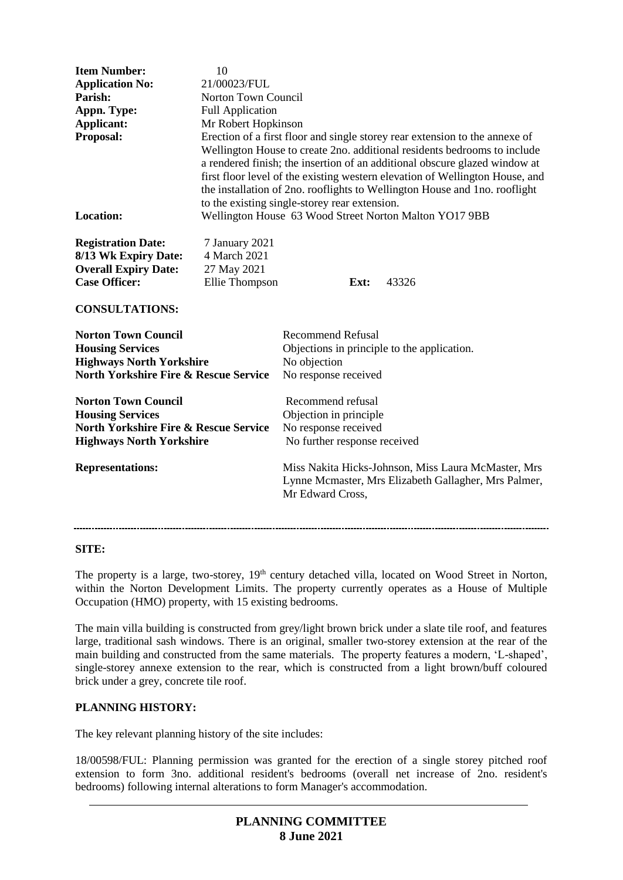| | |
|---|---|
| **Item Number:** | 10 |
| **Application No:** | 21/00023/FUL |
| **Parish:** | Norton Town Council |
| **Appn. Type:** | Full Application |
| **Applicant:** | Mr Robert Hopkinson |
| **Proposal:** | Erection of a first floor and single storey rear extension to the annexe of Wellington House to create 2no. additional residents bedrooms to include a rendered finish; the insertion of an additional obscure glazed window at first floor level of the existing western elevation of Wellington House, and the installation of 2no. rooflights to Wellington House and 1no. rooflight to the existing single-storey rear extension. |
| **Location:** | Wellington House 63 Wood Street Norton Malton YO17 9BB |

| | | | |
|---|---|---|---|
| **Registration Date:** | 7 January 2021 | | |
| **8/13 Wk Expiry Date:** | 4 March 2021 | | |
| **Overall Expiry Date:** | 27 May 2021 | | |
| **Case Officer:** | Ellie Thompson | **Ext:** | 43326 |

**CONSULTATIONS:**

| | |
|---|---|
| **Norton Town Council** | Recommend Refusal |
| **Housing Services** | Objections in principle to the application. |
| **Highways North Yorkshire** | No objection |
| **North Yorkshire Fire & Rescue Service** | No response received |
| **Norton Town Council** | Recommend refusal |
| **Housing Services** | Objection in principle |
| **North Yorkshire Fire & Rescue Service** | No response received |
| **Highways North Yorkshire** | No further response received |
| **Representations:** | Miss Nakita Hicks-Johnson, Miss Laura McMaster, Mrs Lynne Mcmaster, Mrs Elizabeth Gallagher, Mrs Palmer, Mr Edward Cross, |

---

**SITE:**

The property is a large, two-storey, 19th century detached villa, located on Wood Street in Norton, within the Norton Development Limits. The property currently operates as a House of Multiple Occupation (HMO) property, with 15 existing bedrooms.

The main villa building is constructed from grey/light brown brick under a slate tile roof, and features large, traditional sash windows. There is an original, smaller two-storey extension at the rear of the main building and constructed from the same materials. The property features a modern, 'L-shaped', single-storey annexe extension to the rear, which is constructed from a light brown/buff coloured brick under a grey, concrete tile roof.

**PLANNING HISTORY:**

The key relevant planning history of the site includes:

18/00598/FUL: Planning permission was granted for the erection of a single storey pitched roof extension to form 3no. additional resident's bedrooms (overall net increase of 2no. resident's bedrooms) following internal alterations to form Manager's accommodation.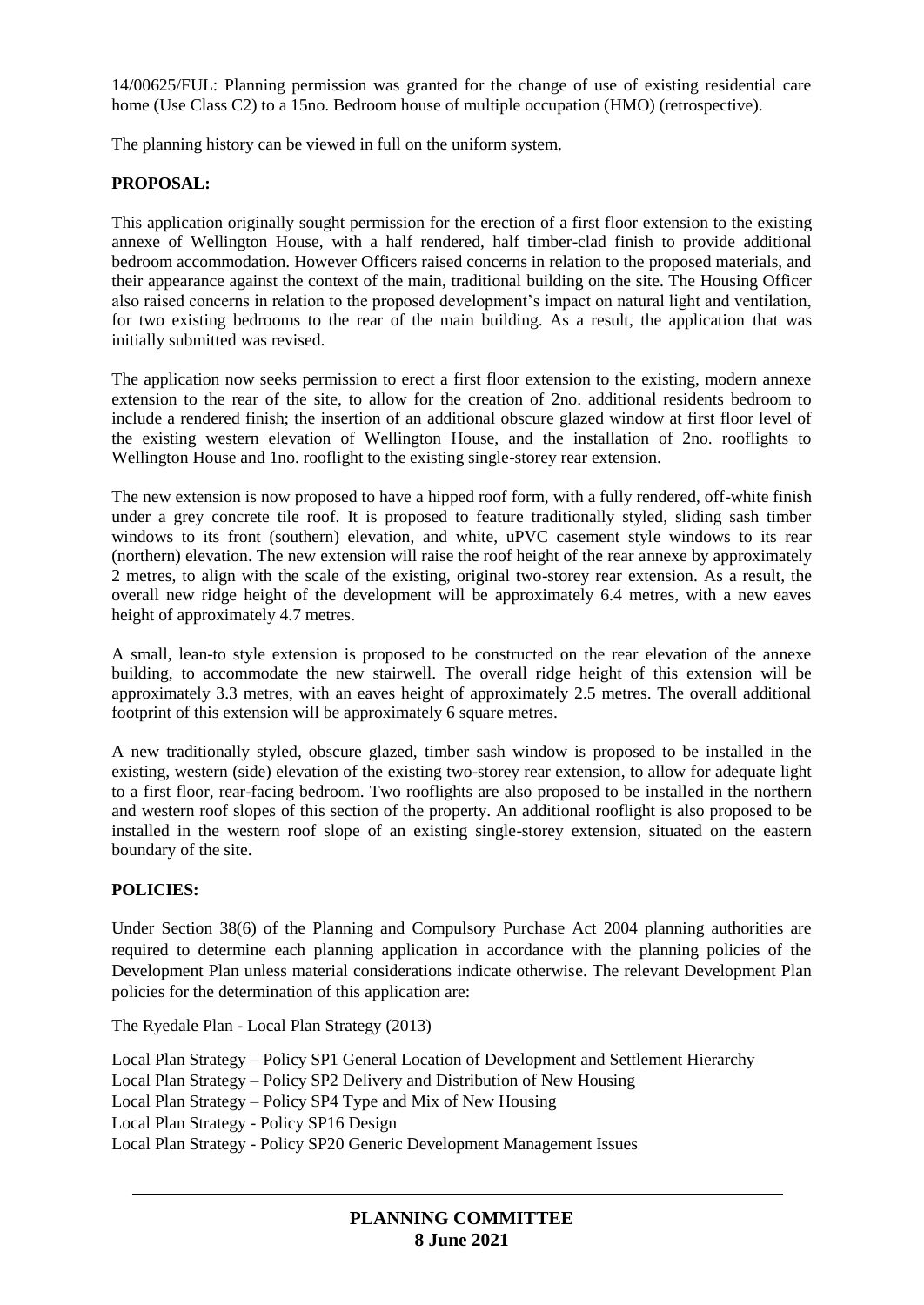14/00625/FUL: Planning permission was granted for the change of use of existing residential care home (Use Class C2) to a 15no. Bedroom house of multiple occupation (HMO) (retrospective).

The planning history can be viewed in full on the uniform system.

**PROPOSAL:**

This application originally sought permission for the erection of a first floor extension to the existing annexe of Wellington House, with a half rendered, half timber-clad finish to provide additional bedroom accommodation. However Officers raised concerns in relation to the proposed materials, and their appearance against the context of the main, traditional building on the site. The Housing Officer also raised concerns in relation to the proposed development's impact on natural light and ventilation, for two existing bedrooms to the rear of the main building. As a result, the application that was initially submitted was revised.

The application now seeks permission to erect a first floor extension to the existing, modern annexe extension to the rear of the site, to allow for the creation of 2no. additional residents bedroom to include a rendered finish; the insertion of an additional obscure glazed window at first floor level of the existing western elevation of Wellington House, and the installation of 2no. rooflights to Wellington House and 1no. rooflight to the existing single-storey rear extension.

The new extension is now proposed to have a hipped roof form, with a fully rendered, off-white finish under a grey concrete tile roof. It is proposed to feature traditionally styled, sliding sash timber windows to its front (southern) elevation, and white, uPVC casement style windows to its rear (northern) elevation. The new extension will raise the roof height of the rear annexe by approximately 2 metres, to align with the scale of the existing, original two-storey rear extension. As a result, the overall new ridge height of the development will be approximately 6.4 metres, with a new eaves height of approximately 4.7 metres.

A small, lean-to style extension is proposed to be constructed on the rear elevation of the annexe building, to accommodate the new stairwell. The overall ridge height of this extension will be approximately 3.3 metres, with an eaves height of approximately 2.5 metres. The overall additional footprint of this extension will be approximately 6 square metres.

A new traditionally styled, obscure glazed, timber sash window is proposed to be installed in the existing, western (side) elevation of the existing two-storey rear extension, to allow for adequate light to a first floor, rear-facing bedroom. Two rooflights are also proposed to be installed in the northern and western roof slopes of this section of the property. An additional rooflight is also proposed to be installed in the western roof slope of an existing single-storey extension, situated on the eastern boundary of the site.

**POLICIES:**

Under Section 38(6) of the Planning and Compulsory Purchase Act 2004 planning authorities are required to determine each planning application in accordance with the planning policies of the Development Plan unless material considerations indicate otherwise. The relevant Development Plan policies for the determination of this application are:

<u>The Ryedale Plan - Local Plan Strategy (2013)</u>

Local Plan Strategy – Policy SP1 General Location of Development and Settlement Hierarchy
Local Plan Strategy – Policy SP2 Delivery and Distribution of New Housing
Local Plan Strategy – Policy SP4 Type and Mix of New Housing
Local Plan Strategy - Policy SP16 Design
Local Plan Strategy - Policy SP20 Generic Development Management Issues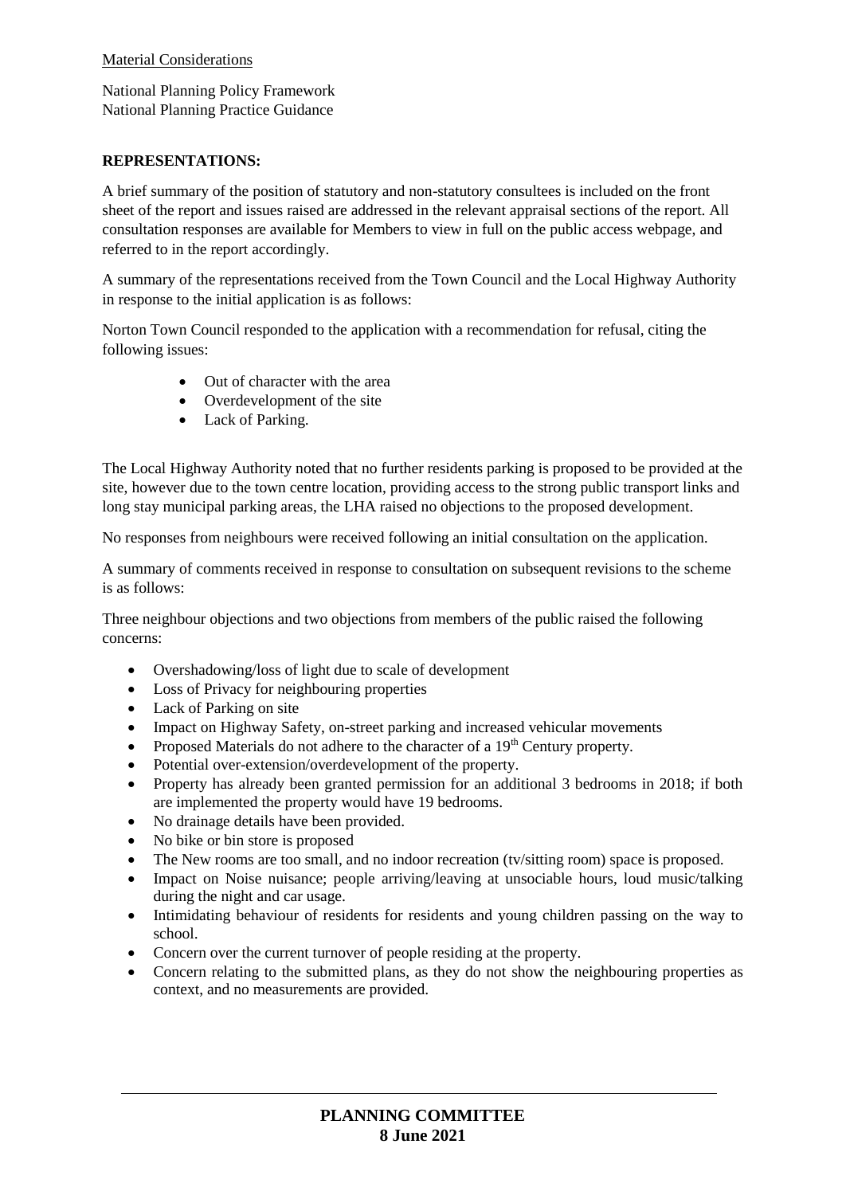Material Considerations

National Planning Policy Framework
National Planning Practice Guidance

**REPRESENTATIONS:**

A brief summary of the position of statutory and non-statutory consultees is included on the front sheet of the report and issues raised are addressed in the relevant appraisal sections of the report. All consultation responses are available for Members to view in full on the public access webpage, and referred to in the report accordingly.

A summary of the representations received from the Town Council and the Local Highway Authority in response to the initial application is as follows:

Norton Town Council responded to the application with a recommendation for refusal, citing the following issues:

- Out of character with the area
- Overdevelopment of the site
- Lack of Parking.

The Local Highway Authority noted that no further residents parking is proposed to be provided at the site, however due to the town centre location, providing access to the strong public transport links and long stay municipal parking areas, the LHA raised no objections to the proposed development.

No responses from neighbours were received following an initial consultation on the application.

A summary of comments received in response to consultation on subsequent revisions to the scheme is as follows:

Three neighbour objections and two objections from members of the public raised the following concerns:

- Overshadowing/loss of light due to scale of development
- Loss of Privacy for neighbouring properties
- Lack of Parking on site
- Impact on Highway Safety, on-street parking and increased vehicular movements
- Proposed Materials do not adhere to the character of a 19th Century property.
- Potential over-extension/overdevelopment of the property.
- Property has already been granted permission for an additional 3 bedrooms in 2018; if both are implemented the property would have 19 bedrooms.
- No drainage details have been provided.
- No bike or bin store is proposed
- The New rooms are too small, and no indoor recreation (tv/sitting room) space is proposed.
- Impact on Noise nuisance; people arriving/leaving at unsociable hours, loud music/talking during the night and car usage.
- Intimidating behaviour of residents for residents and young children passing on the way to school.
- Concern over the current turnover of people residing at the property.
- Concern relating to the submitted plans, as they do not show the neighbouring properties as context, and no measurements are provided.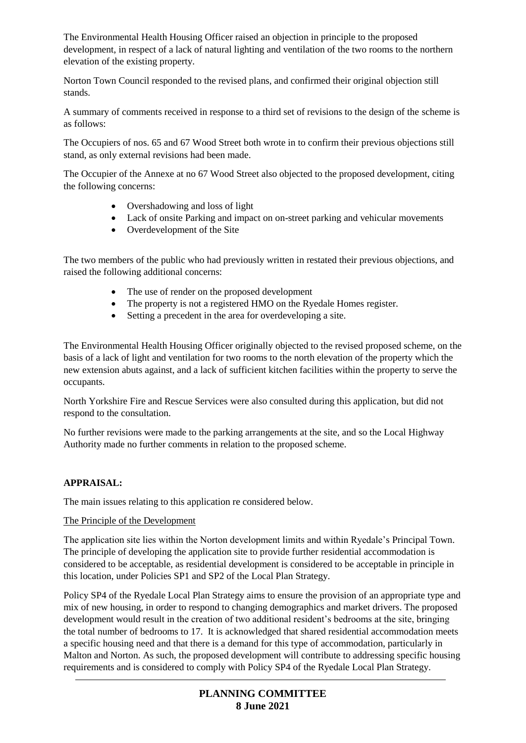The Environmental Health Housing Officer raised an objection in principle to the proposed development, in respect of a lack of natural lighting and ventilation of the two rooms to the northern elevation of the existing property.

Norton Town Council responded to the revised plans, and confirmed their original objection still stands.

A summary of comments received in response to a third set of revisions to the design of the scheme is as follows:

The Occupiers of nos. 65 and 67 Wood Street both wrote in to confirm their previous objections still stand, as only external revisions had been made.

The Occupier of the Annexe at no 67 Wood Street also objected to the proposed development, citing the following concerns:

- Overshadowing and loss of light
- Lack of onsite Parking and impact on on-street parking and vehicular movements
- Overdevelopment of the Site

The two members of the public who had previously written in restated their previous objections, and raised the following additional concerns:

- The use of render on the proposed development
- The property is not a registered HMO on the Ryedale Homes register.
- Setting a precedent in the area for overdeveloping a site.

The Environmental Health Housing Officer originally objected to the revised proposed scheme, on the basis of a lack of light and ventilation for two rooms to the north elevation of the property which the new extension abuts against, and a lack of sufficient kitchen facilities within the property to serve the occupants.

North Yorkshire Fire and Rescue Services were also consulted during this application, but did not respond to the consultation.

No further revisions were made to the parking arrangements at the site, and so the Local Highway Authority made no further comments in relation to the proposed scheme.

**APPRAISAL:**

The main issues relating to this application re considered below.

The Principle of the Development

The application site lies within the Norton development limits and within Ryedale's Principal Town. The principle of developing the application site to provide further residential accommodation is considered to be acceptable, as residential development is considered to be acceptable in principle in this location, under Policies SP1 and SP2 of the Local Plan Strategy.

Policy SP4 of the Ryedale Local Plan Strategy aims to ensure the provision of an appropriate type and mix of new housing, in order to respond to changing demographics and market drivers. The proposed development would result in the creation of two additional resident's bedrooms at the site, bringing the total number of bedrooms to 17. It is acknowledged that shared residential accommodation meets a specific housing need and that there is a demand for this type of accommodation, particularly in Malton and Norton. As such, the proposed development will contribute to addressing specific housing requirements and is considered to comply with Policy SP4 of the Ryedale Local Plan Strategy.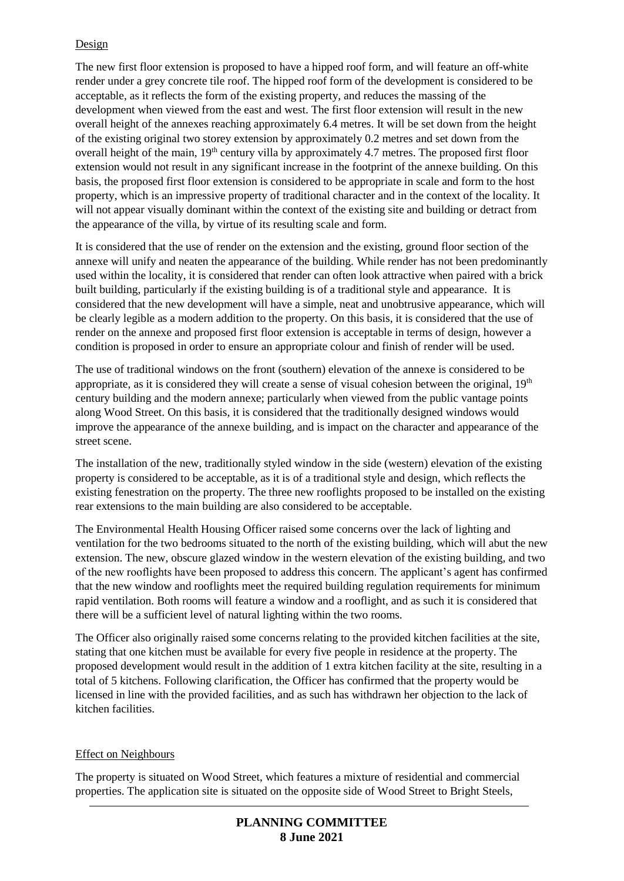Design

The new first floor extension is proposed to have a hipped roof form, and will feature an off-white render under a grey concrete tile roof. The hipped roof form of the development is considered to be acceptable, as it reflects the form of the existing property, and reduces the massing of the development when viewed from the east and west. The first floor extension will result in the new overall height of the annexes reaching approximately 6.4 metres. It will be set down from the height of the existing original two storey extension by approximately 0.2 metres and set down from the overall height of the main, 19th century villa by approximately 4.7 metres. The proposed first floor extension would not result in any significant increase in the footprint of the annexe building. On this basis, the proposed first floor extension is considered to be appropriate in scale and form to the host property, which is an impressive property of traditional character and in the context of the locality. It will not appear visually dominant within the context of the existing site and building or detract from the appearance of the villa, by virtue of its resulting scale and form.

It is considered that the use of render on the extension and the existing, ground floor section of the annexe will unify and neaten the appearance of the building. While render has not been predominantly used within the locality, it is considered that render can often look attractive when paired with a brick built building, particularly if the existing building is of a traditional style and appearance. It is considered that the new development will have a simple, neat and unobtrusive appearance, which will be clearly legible as a modern addition to the property. On this basis, it is considered that the use of render on the annexe and proposed first floor extension is acceptable in terms of design, however a condition is proposed in order to ensure an appropriate colour and finish of render will be used.

The use of traditional windows on the front (southern) elevation of the annexe is considered to be appropriate, as it is considered they will create a sense of visual cohesion between the original, 19th century building and the modern annexe; particularly when viewed from the public vantage points along Wood Street. On this basis, it is considered that the traditionally designed windows would improve the appearance of the annexe building, and is impact on the character and appearance of the street scene.

The installation of the new, traditionally styled window in the side (western) elevation of the existing property is considered to be acceptable, as it is of a traditional style and design, which reflects the existing fenestration on the property. The three new rooflights proposed to be installed on the existing rear extensions to the main building are also considered to be acceptable.

The Environmental Health Housing Officer raised some concerns over the lack of lighting and ventilation for the two bedrooms situated to the north of the existing building, which will abut the new extension. The new, obscure glazed window in the western elevation of the existing building, and two of the new rooflights have been proposed to address this concern. The applicant's agent has confirmed that the new window and rooflights meet the required building regulation requirements for minimum rapid ventilation. Both rooms will feature a window and a rooflight, and as such it is considered that there will be a sufficient level of natural lighting within the two rooms.

The Officer also originally raised some concerns relating to the provided kitchen facilities at the site, stating that one kitchen must be available for every five people in residence at the property. The proposed development would result in the addition of 1 extra kitchen facility at the site, resulting in a total of 5 kitchens. Following clarification, the Officer has confirmed that the property would be licensed in line with the provided facilities, and as such has withdrawn her objection to the lack of kitchen facilities.

Effect on Neighbours

The property is situated on Wood Street, which features a mixture of residential and commercial properties. The application site is situated on the opposite side of Wood Street to Bright Steels,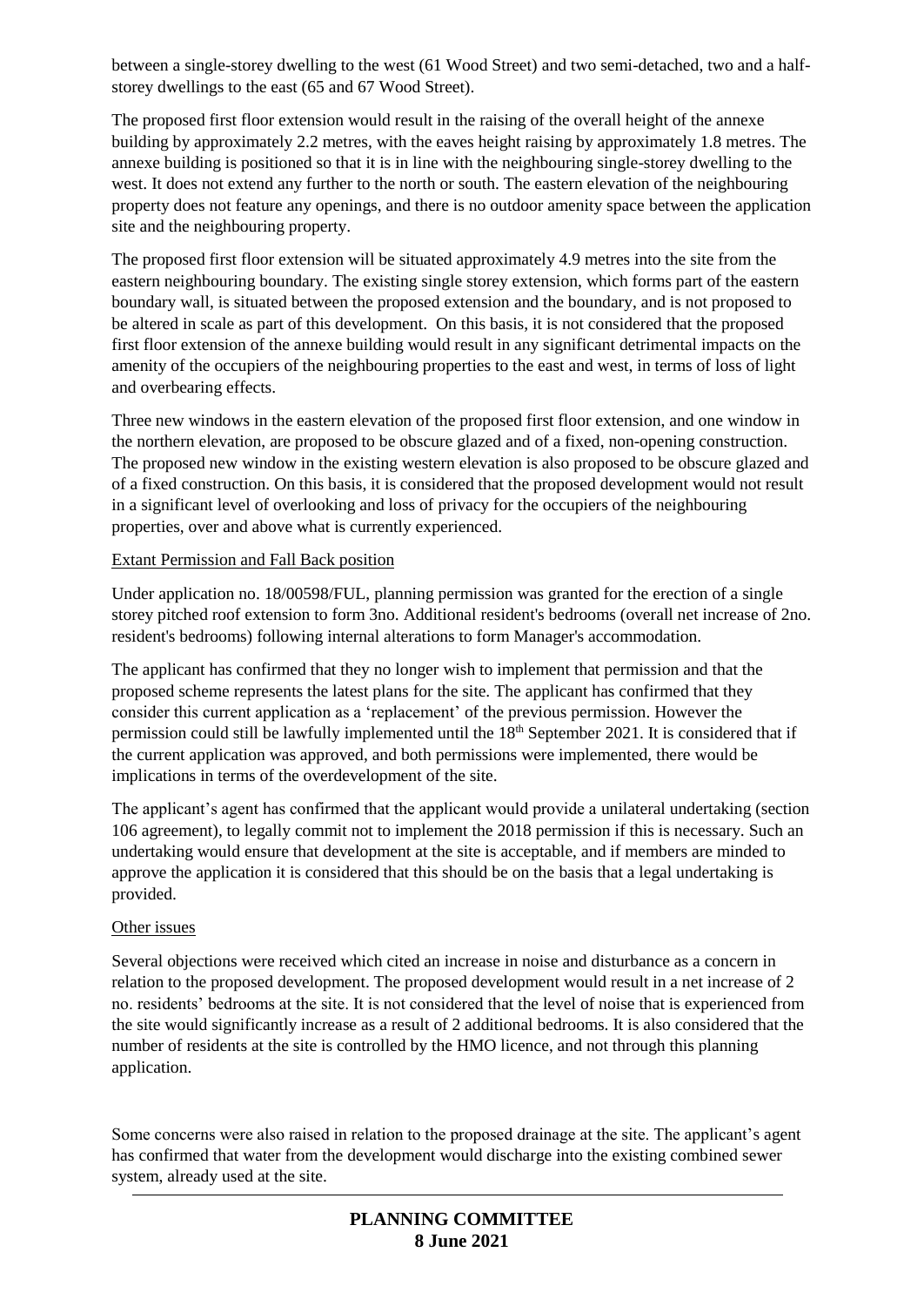between a single-storey dwelling to the west (61 Wood Street) and two semi-detached, two and a half-storey dwellings to the east (65 and 67 Wood Street).

The proposed first floor extension would result in the raising of the overall height of the annexe building by approximately 2.2 metres, with the eaves height raising by approximately 1.8 metres. The annexe building is positioned so that it is in line with the neighbouring single-storey dwelling to the west. It does not extend any further to the north or south. The eastern elevation of the neighbouring property does not feature any openings, and there is no outdoor amenity space between the application site and the neighbouring property.

The proposed first floor extension will be situated approximately 4.9 metres into the site from the eastern neighbouring boundary. The existing single storey extension, which forms part of the eastern boundary wall, is situated between the proposed extension and the boundary, and is not proposed to be altered in scale as part of this development. On this basis, it is not considered that the proposed first floor extension of the annexe building would result in any significant detrimental impacts on the amenity of the occupiers of the neighbouring properties to the east and west, in terms of loss of light and overbearing effects.

Three new windows in the eastern elevation of the proposed first floor extension, and one window in the northern elevation, are proposed to be obscure glazed and of a fixed, non-opening construction. The proposed new window in the existing western elevation is also proposed to be obscure glazed and of a fixed construction. On this basis, it is considered that the proposed development would not result in a significant level of overlooking and loss of privacy for the occupiers of the neighbouring properties, over and above what is currently experienced.

Extant Permission and Fall Back position

Under application no. 18/00598/FUL, planning permission was granted for the erection of a single storey pitched roof extension to form 3no. Additional resident's bedrooms (overall net increase of 2no. resident's bedrooms) following internal alterations to form Manager's accommodation.

The applicant has confirmed that they no longer wish to implement that permission and that the proposed scheme represents the latest plans for the site. The applicant has confirmed that they consider this current application as a 'replacement' of the previous permission. However the permission could still be lawfully implemented until the 18th September 2021. It is considered that if the current application was approved, and both permissions were implemented, there would be implications in terms of the overdevelopment of the site.

The applicant's agent has confirmed that the applicant would provide a unilateral undertaking (section 106 agreement), to legally commit not to implement the 2018 permission if this is necessary. Such an undertaking would ensure that development at the site is acceptable, and if members are minded to approve the application it is considered that this should be on the basis that a legal undertaking is provided.

Other issues

Several objections were received which cited an increase in noise and disturbance as a concern in relation to the proposed development. The proposed development would result in a net increase of 2 no. residents' bedrooms at the site. It is not considered that the level of noise that is experienced from the site would significantly increase as a result of 2 additional bedrooms. It is also considered that the number of residents at the site is controlled by the HMO licence, and not through this planning application.

Some concerns were also raised in relation to the proposed drainage at the site. The applicant's agent has confirmed that water from the development would discharge into the existing combined sewer system, already used at the site.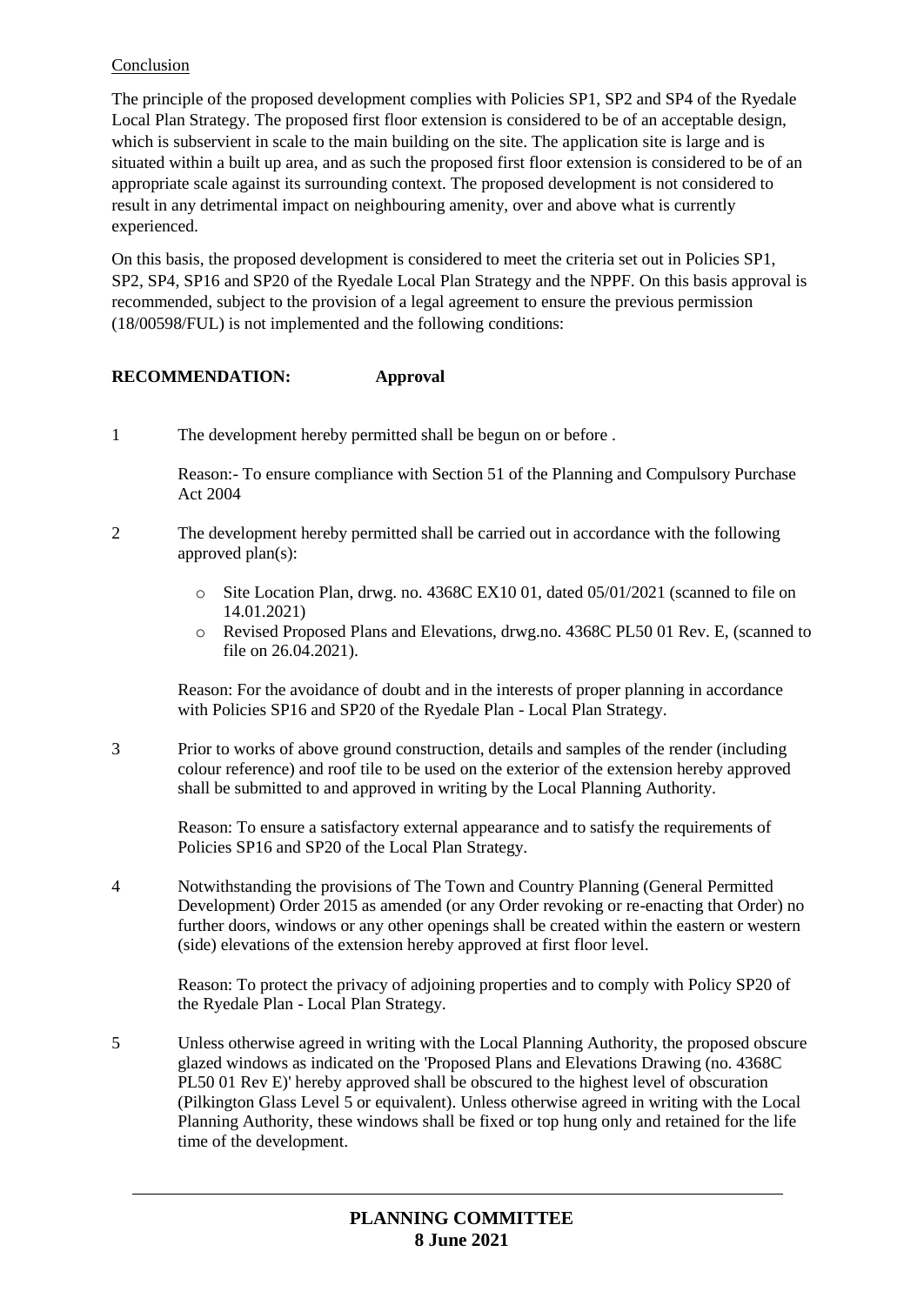Conclusion

The principle of the proposed development complies with Policies SP1, SP2 and SP4 of the Ryedale Local Plan Strategy. The proposed first floor extension is considered to be of an acceptable design, which is subservient in scale to the main building on the site. The application site is large and is situated within a built up area, and as such the proposed first floor extension is considered to be of an appropriate scale against its surrounding context. The proposed development is not considered to result in any detrimental impact on neighbouring amenity, over and above what is currently experienced.

On this basis, the proposed development is considered to meet the criteria set out in Policies SP1, SP2, SP4, SP16 and SP20 of the Ryedale Local Plan Strategy and the NPPF. On this basis approval is recommended, subject to the provision of a legal agreement to ensure the previous permission (18/00598/FUL) is not implemented and the following conditions:

**RECOMMENDATION: Approval**

1 The development hereby permitted shall be begun on or before .

Reason:- To ensure compliance with Section 51 of the Planning and Compulsory Purchase Act 2004

2 The development hereby permitted shall be carried out in accordance with the following approved plan(s):

- Site Location Plan, drwg. no. 4368C EX10 01, dated 05/01/2021 (scanned to file on 14.01.2021)
- Revised Proposed Plans and Elevations, drwg.no. 4368C PL50 01 Rev. E, (scanned to file on 26.04.2021).

Reason: For the avoidance of doubt and in the interests of proper planning in accordance with Policies SP16 and SP20 of the Ryedale Plan - Local Plan Strategy.

3 Prior to works of above ground construction, details and samples of the render (including colour reference) and roof tile to be used on the exterior of the extension hereby approved shall be submitted to and approved in writing by the Local Planning Authority.

Reason: To ensure a satisfactory external appearance and to satisfy the requirements of Policies SP16 and SP20 of the Local Plan Strategy.

4 Notwithstanding the provisions of The Town and Country Planning (General Permitted Development) Order 2015 as amended (or any Order revoking or re-enacting that Order) no further doors, windows or any other openings shall be created within the eastern or western (side) elevations of the extension hereby approved at first floor level.

Reason: To protect the privacy of adjoining properties and to comply with Policy SP20 of the Ryedale Plan - Local Plan Strategy.

5 Unless otherwise agreed in writing with the Local Planning Authority, the proposed obscure glazed windows as indicated on the 'Proposed Plans and Elevations Drawing (no. 4368C PL50 01 Rev E)' hereby approved shall be obscured to the highest level of obscuration (Pilkington Glass Level 5 or equivalent). Unless otherwise agreed in writing with the Local Planning Authority, these windows shall be fixed or top hung only and retained for the life time of the development.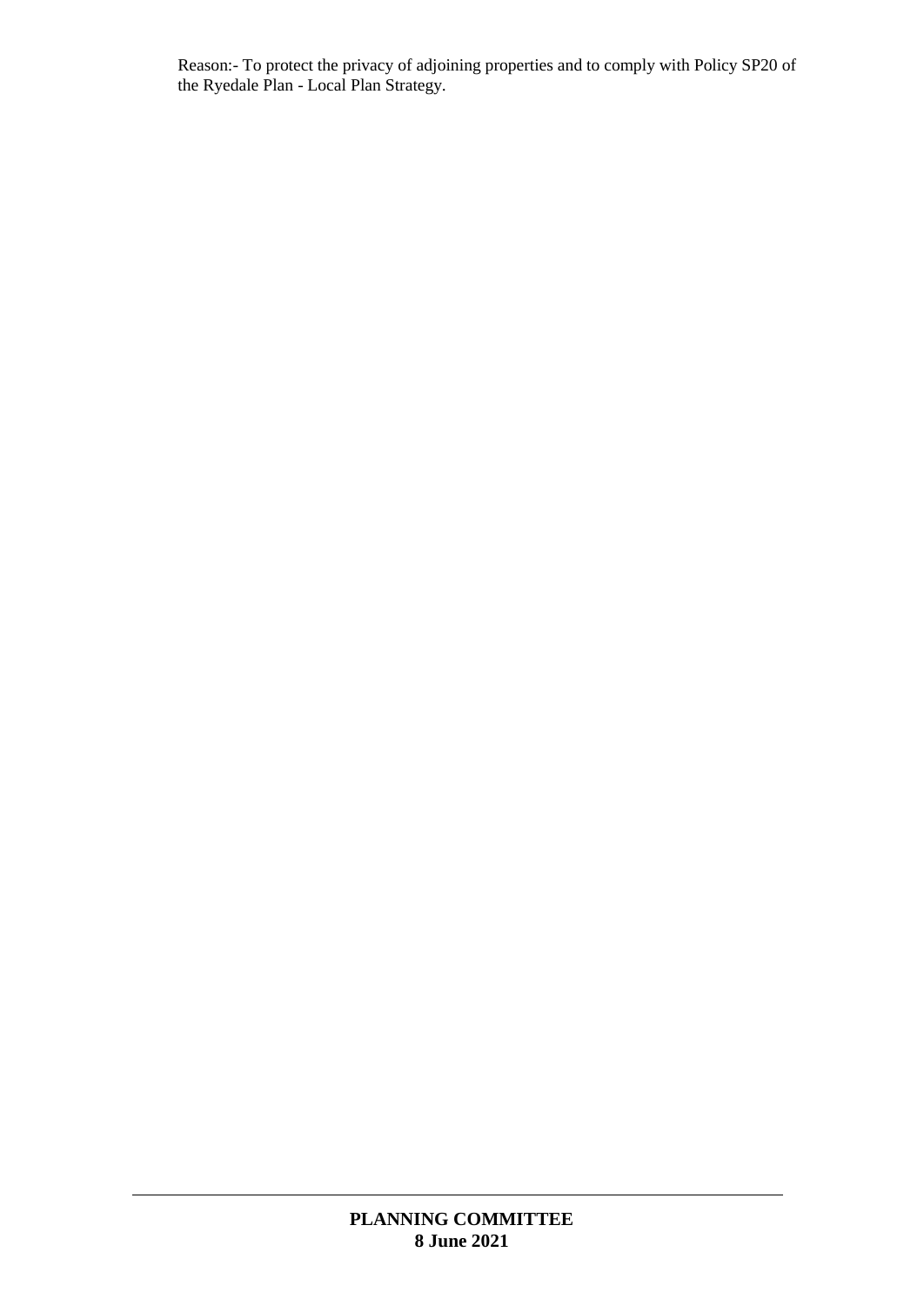Reason:- To protect the privacy of adjoining properties and to comply with Policy SP20 of the Ryedale Plan - Local Plan Strategy.